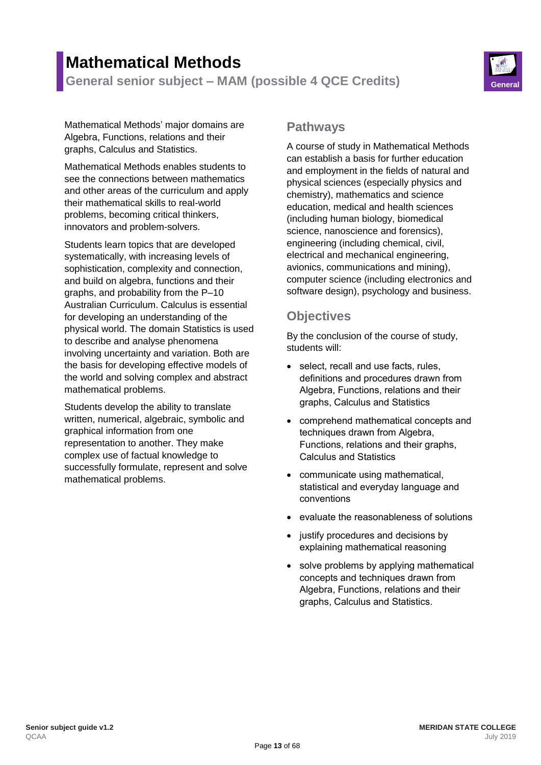# Mathematical Methods

## General senior subject – MAM (possible 4 QCE Credits)

General

Mathematical Methods' major domains are Algebra, Functions, relations and their graphs, Calculus and Statistics.

Mathematical Methods enables students to see the connections between mathematics and other areas of the curriculum and apply their mathematical skills to real-world problems, becoming critical thinkers, innovators and problem-solvers.

Students learn topics that are developed systematically, with increasing levels of sophistication, complexity and connection, and build on algebra, functions and their graphs, and probability from the P–10 Australian Curriculum. Calculus is essential for developing an understanding of the physical world. The domain Statistics is used to describe and analyse phenomena involving uncertainty and variation. Both are the basis for developing effective models of the world and solving complex and abstract mathematical problems.

Students develop the ability to translate written, numerical, algebraic, symbolic and graphical information from one representation to another. They make complex use of factual knowledge to successfully formulate, represent and solve mathematical problems.

## Pathways

A course of study in Mathematical Methods can establish a basis for further education and employment in the fields of natural and physical sciences (especially physics and chemistry), mathematics and science education, medical and health sciences (including human biology, biomedical science, nanoscience and forensics), engineering (including chemical, civil, electrical and mechanical engineering, avionics, communications and mining), computer science (including electronics and software design), psychology and business.

## Objectives

By the conclusion of the course of study, students will:

- select, recall and use facts, rules, definitions and procedures drawn from Algebra, Functions, relations and their graphs, Calculus and Statistics
- comprehend mathematical concepts and techniques drawn from Algebra, Functions, relations and their graphs, Calculus and Statistics
- communicate using mathematical, statistical and everyday language and conventions
- evaluate the reasonableness of solutions
- justify procedures and decisions by explaining mathematical reasoning
- solve problems by applying mathematical concepts and techniques drawn from Algebra, Functions, relations and their graphs, Calculus and Statistics.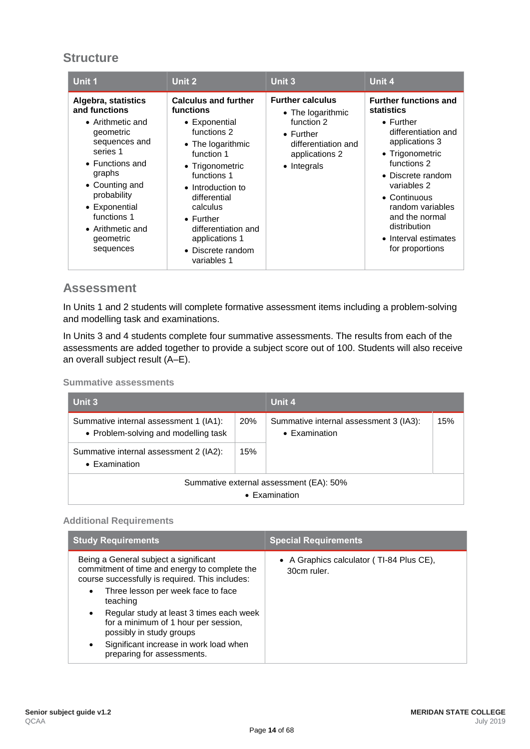## Structure

| Unit 1 | Unit 2 | Unit 3 | Unit 4 |
|---|---|---|---|
| **Algebra, statistics and functions**<br>• Arithmetic and geometric sequences and series 1<br>• Functions and graphs<br>• Counting and probability<br>• Exponential functions 1<br>• Arithmetic and geometric sequences | **Calculus and further functions**<br>• Exponential functions 2<br>• The logarithmic function 1<br>• Trigonometric functions 1<br>• Introduction to differential calculus<br>• Further differentiation and applications 1<br>• Discrete random variables 1 | **Further calculus**<br>• The logarithmic function 2<br>• Further differentiation and applications 2<br>• Integrals | **Further functions and statistics**<br>• Further differentiation and applications 3<br>• Trigonometric functions 2<br>• Discrete random variables 2<br>• Continuous random variables and the normal distribution<br>• Interval estimates for proportions |

## Assessment

In Units 1 and 2 students will complete formative assessment items including a problem-solving and modelling task and examinations.

In Units 3 and 4 students complete four summative assessments. The results from each of the assessments are added together to provide a subject score out of 100. Students will also receive an overall subject result (A–E).

### Summative assessments

| Unit 3 | | Unit 4 | |
|---|---|---|---|
| Summative internal assessment 1 (IA1):<br>• Problem-solving and modelling task | 20% | Summative internal assessment 3 (IA3):<br>• Examination | 15% |
| Summative internal assessment 2 (IA2):<br>• Examination | 15% | | |
| Summative external assessment (EA): 50%<br>• Examination | | | |

### Additional Requirements

| Study Requirements | Special Requirements |
|---|---|
| Being a General subject a significant commitment of time and energy to complete the course successfully is required. This includes:<br>• Three lesson per week face to face teaching<br>• Regular study at least 3 times each week for a minimum of 1 hour per session, possibly in study groups<br>• Significant increase in work load when preparing for assessments. | • A Graphics calculator ( TI-84 Plus CE), 30cm ruler. |